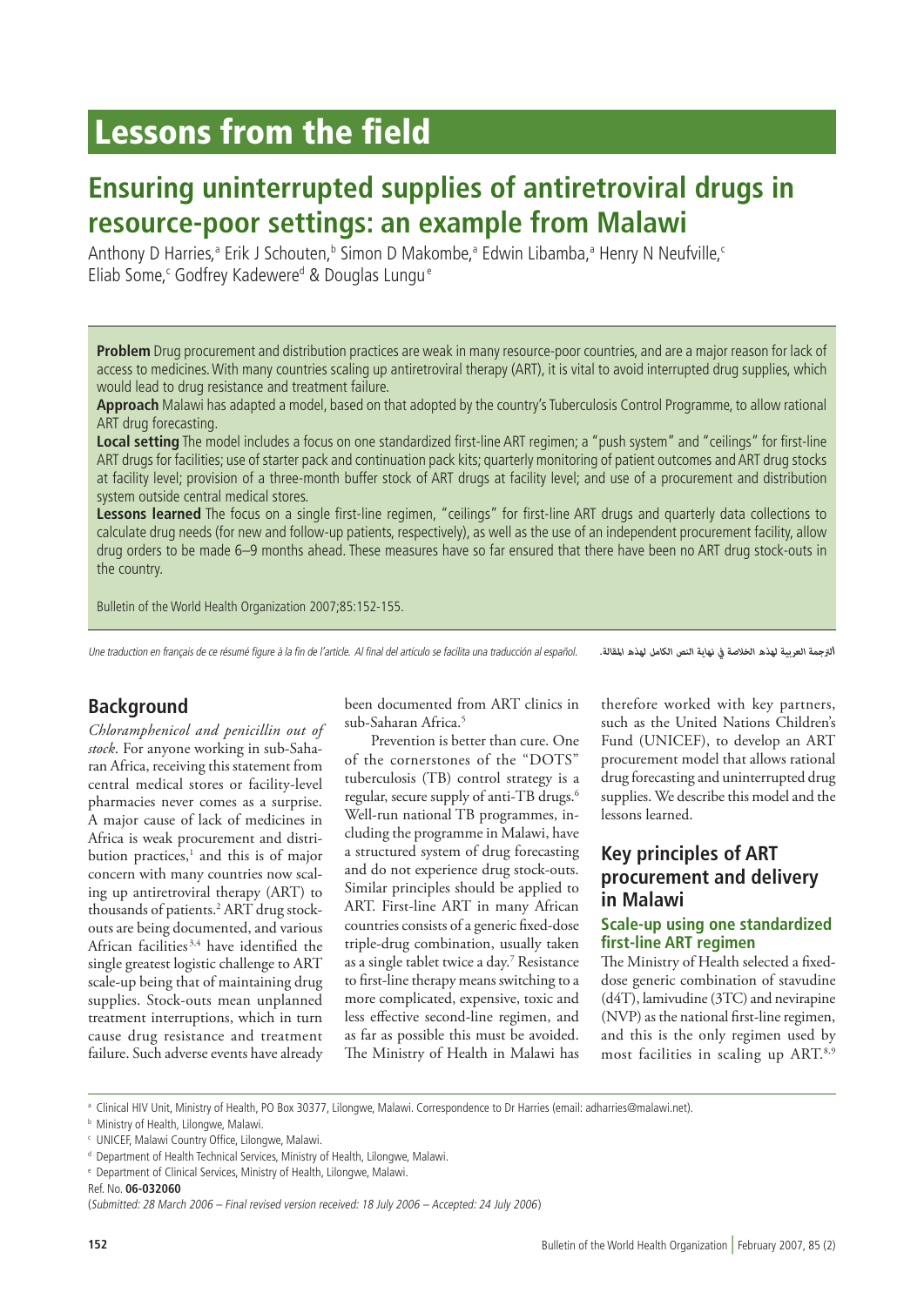# Lessons from the field

## Ensuring uninterrupted supplies of antiretroviral drugs in resource-poor settings: an example from Malawi

Anthony D Harries,[a] Erik J Schouten,[b] Simon D Makombe,[a] Edwin Libamba,[a] Henry N Neufville,[c] Eliab Some,[c] Godfrey Kadewere[d] & Douglas Lungu[e]

**Problem** Drug procurement and distribution practices are weak in many resource-poor countries, and are a major reason for lack of access to medicines. With many countries scaling up antiretroviral therapy (ART), it is vital to avoid interrupted drug supplies, which would lead to drug resistance and treatment failure.

**Approach** Malawi has adapted a model, based on that adopted by the country's Tuberculosis Control Programme, to allow rational ART drug forecasting.

**Local setting** The model includes a focus on one standardized first-line ART regimen; a "push system" and "ceilings" for first-line ART drugs for facilities; use of starter pack and continuation pack kits; quarterly monitoring of patient outcomes and ART drug stocks at facility level; provision of a three-month buffer stock of ART drugs at facility level; and use of a procurement and distribution system outside central medical stores.

**Lessons learned** The focus on a single first-line regimen, "ceilings" for first-line ART drugs and quarterly data collections to calculate drug needs (for new and follow-up patients, respectively), as well as the use of an independent procurement facility, allow drug orders to be made 6–9 months ahead. These measures have so far ensured that there have been no ART drug stock-outs in the country.

Bulletin of the World Health Organization 2007;85:152-155.

*Une traduction en français de ce résumé figure à la fin de l'article. Al final del artículo se facilita una traducción al español.* الترجمة العربية لهذه الخلاصة في نهاية النص الكامل لهذه المقالة.

## Background

*Chloramphenicol and penicillin out of stock*. For anyone working in sub-Saharan Africa, receiving this statement from central medical stores or facility-level pharmacies never comes as a surprise. A major cause of lack of medicines in Africa is weak procurement and distribution practices,[1] and this is of major concern with many countries now scaling up antiretroviral therapy (ART) to thousands of patients.[2] ART drug stock-outs are being documented, and various African facilities[3,4] have identified the single greatest logistic challenge to ART scale-up being that of maintaining drug supplies. Stock-outs mean unplanned treatment interruptions, which in turn cause drug resistance and treatment failure. Such adverse events have already been documented from ART clinics in sub-Saharan Africa.[5]

Prevention is better than cure. One of the cornerstones of the "DOTS" tuberculosis (TB) control strategy is a regular, secure supply of anti-TB drugs.[6] Well-run national TB programmes, including the programme in Malawi, have a structured system of drug forecasting and do not experience drug stock-outs. Similar principles should be applied to ART. First-line ART in many African countries consists of a generic fixed-dose triple-drug combination, usually taken as a single tablet twice a day.[7] Resistance to first-line therapy means switching to a more complicated, expensive, toxic and less effective second-line regimen, and as far as possible this must be avoided. The Ministry of Health in Malawi has therefore worked with key partners, such as the United Nations Children's Fund (UNICEF), to develop an ART procurement model that allows rational drug forecasting and uninterrupted drug supplies. We describe this model and the lessons learned.

## Key principles of ART procurement and delivery in Malawi

### Scale-up using one standardized first-line ART regimen

The Ministry of Health selected a fixed-dose generic combination of stavudine (d4T), lamivudine (3TC) and nevirapine (NVP) as the national first-line regimen, and this is the only regimen used by most facilities in scaling up ART.[8,9]

---

[a] Clinical HIV Unit, Ministry of Health, PO Box 30377, Lilongwe, Malawi. Correspondence to Dr Harries (email: adharries@malawi.net).

[b] Ministry of Health, Lilongwe, Malawi.

[c] UNICEF, Malawi Country Office, Lilongwe, Malawi.

[d] Department of Health Technical Services, Ministry of Health, Lilongwe, Malawi.

[e] Department of Clinical Services, Ministry of Health, Lilongwe, Malawi.

Ref. No. **06-032060**

(*Submitted: 28 March 2006 – Final revised version received: 18 July 2006 – Accepted: 24 July 2006*)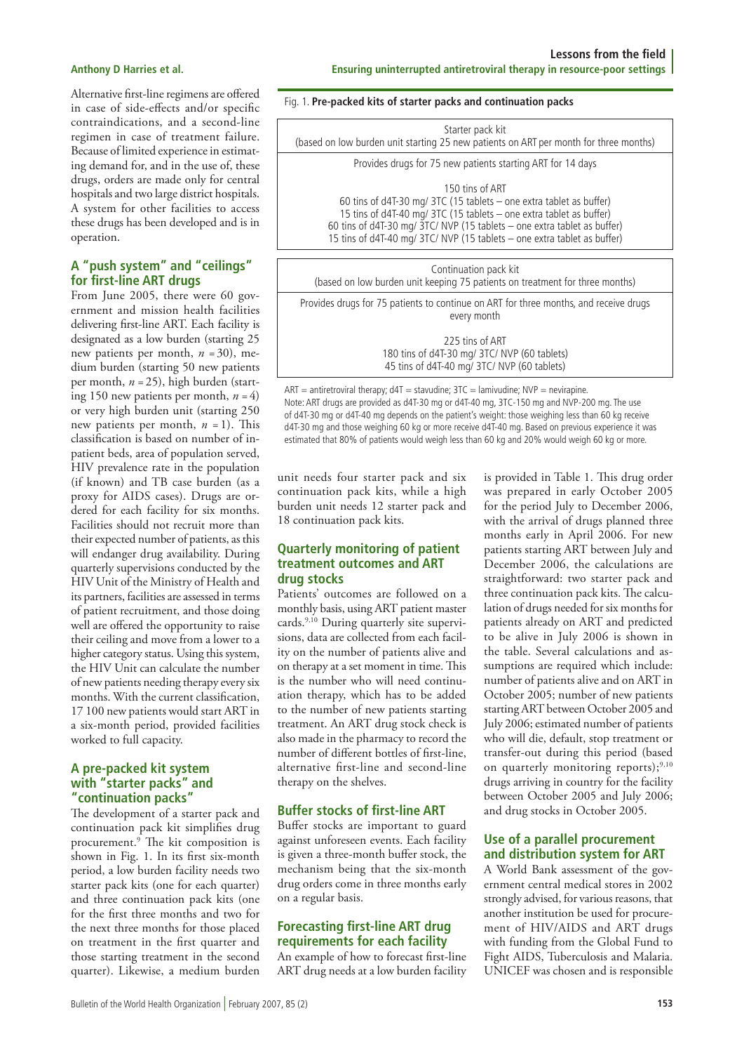Alternative first-line regimens are offered in case of side-effects and/or specific contraindications, and a second-line regimen in case of treatment failure. Because of limited experience in estimating demand for, and in the use of, these drugs, orders are made only for central hospitals and two large district hospitals. A system for other facilities to access these drugs has been developed and is in operation.

## A "push system" and "ceilings" for first-line ART drugs

From June 2005, there were 60 government and mission health facilities delivering first-line ART. Each facility is designated as a low burden (starting 25 new patients per month, $n = 30$), medium burden (starting 50 new patients per month, $n = 25$), high burden (starting 150 new patients per month, $n = 4$) or very high burden unit (starting 250 new patients per month, $n = 1$). This classification is based on number of in-patient beds, area of population served, HIV prevalence rate in the population (if known) and TB case burden (as a proxy for AIDS cases). Drugs are ordered for each facility for six months. Facilities should not recruit more than their expected number of patients, as this will endanger drug availability. During quarterly supervisions conducted by the HIV Unit of the Ministry of Health and its partners, facilities are assessed in terms of patient recruitment, and those doing well are offered the opportunity to raise their ceiling and move from a lower to a higher category status. Using this system, the HIV Unit can calculate the number of new patients needing therapy every six months. With the current classification, 17 100 new patients would start ART in a six-month period, provided facilities worked to full capacity.

## A pre-packed kit system with "starter packs" and "continuation packs"

The development of a starter pack and continuation pack kit simplifies drug procurement.[9] The kit composition is shown in Fig. 1. In its first six-month period, a low burden facility needs two starter pack kits (one for each quarter) and three continuation pack kits (one for the first three months and two for the next three months for those placed on treatment in the first quarter and those starting treatment in the second quarter). Likewise, a medium burden unit needs four starter pack and six continuation pack kits, while a high burden unit needs 12 starter pack and 18 continuation pack kits.

Fig. 1. **Pre-packed kits of starter packs and continuation packs**

| Starter pack kit<br>(based on low burden unit starting 25 new patients on ART per month for three months) |
|---|
| Provides drugs for 75 new patients starting ART for 14 days |
| 150 tins of ART<br>60 tins of d4T-30 mg/ 3TC (15 tablets – one extra tablet as buffer)<br>15 tins of d4T-40 mg/ 3TC (15 tablets – one extra tablet as buffer)<br>60 tins of d4T-30 mg/ 3TC/ NVP (15 tablets – one extra tablet as buffer)<br>15 tins of d4T-40 mg/ 3TC/ NVP (15 tablets – one extra tablet as buffer) |

| Continuation pack kit<br>(based on low burden unit keeping 75 patients on treatment for three months) |
|---|
| Provides drugs for 75 patients to continue on ART for three months, and receive drugs every month |
| 225 tins of ART<br>180 tins of d4T-30 mg/ 3TC/ NVP (60 tablets)<br>45 tins of d4T-40 mg/ 3TC/ NVP (60 tablets) |

ART = antiretroviral therapy; d4T = stavudine; 3TC = lamivudine; NVP = nevirapine.
Note: ART drugs are provided as d4T-30 mg or d4T-40 mg, 3TC-150 mg and NVP-200 mg. The use of d4T-30 mg or d4T-40 mg depends on the patient's weight: those weighing less than 60 kg receive d4T-30 mg and those weighing 60 kg or more receive d4T-40 mg. Based on previous experience it was estimated that 80% of patients would weigh less than 60 kg and 20% would weigh 60 kg or more.

## Quarterly monitoring of patient treatment outcomes and ART drug stocks

Patients' outcomes are followed on a monthly basis, using ART patient master cards.[9,10] During quarterly site supervisions, data are collected from each facility on the number of patients alive and on therapy at a set moment in time. This is the number who will need continuation therapy, which has to be added to the number of new patients starting treatment. An ART drug stock check is also made in the pharmacy to record the number of different bottles of first-line, alternative first-line and second-line therapy on the shelves.

## Buffer stocks of first-line ART

Buffer stocks are important to guard against unforeseen events. Each facility is given a three-month buffer stock, the mechanism being that the six-month drug orders come in three months early on a regular basis.

## Forecasting first-line ART drug requirements for each facility

An example of how to forecast first-line ART drug needs at a low burden facility is provided in Table 1. This drug order was prepared in early October 2005 for the period July to December 2006, with the arrival of drugs planned three months early in April 2006. For new patients starting ART between July and December 2006, the calculations are straightforward: two starter pack and three continuation pack kits. The calculation of drugs needed for six months for patients already on ART and predicted to be alive in July 2006 is shown in the table. Several calculations and assumptions are required which include: number of patients alive and on ART in October 2005; number of new patients starting ART between October 2005 and July 2006; estimated number of patients who will die, default, stop treatment or transfer-out during this period (based on quarterly monitoring reports);[9,10] drugs arriving in country for the facility between October 2005 and July 2006; and drug stocks in October 2005.

## Use of a parallel procurement and distribution system for ART

A World Bank assessment of the government central medical stores in 2002 strongly advised, for various reasons, that another institution be used for procurement of HIV/AIDS and ART drugs with funding from the Global Fund to Fight AIDS, Tuberculosis and Malaria. UNICEF was chosen and is responsible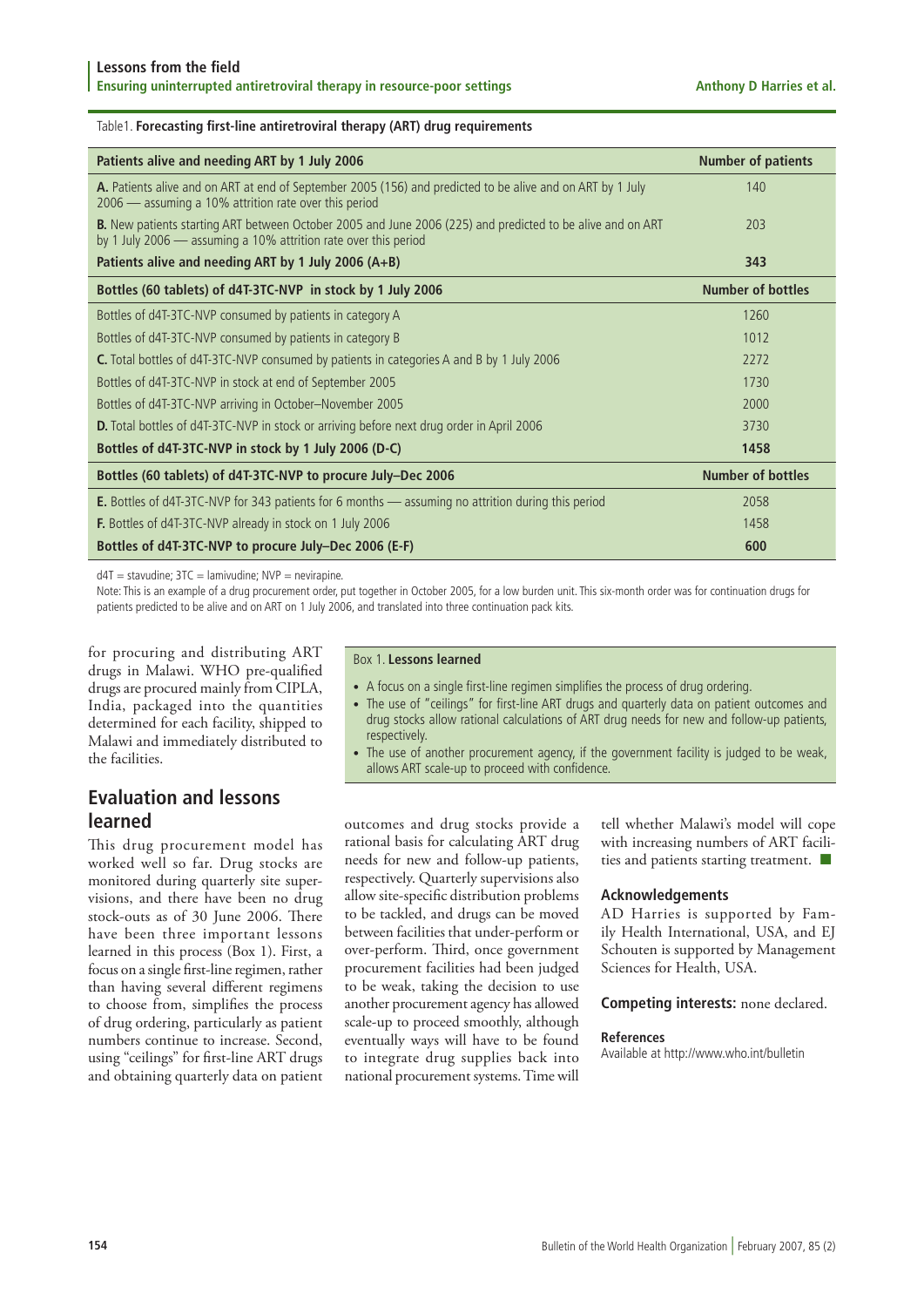Table1. **Forecasting first-line antiretroviral therapy (ART) drug requirements**

| Patients alive and needing ART by 1 July 2006 | Number of patients |
|---|---|
| **A.** Patients alive and on ART at end of September 2005 (156) and predicted to be alive and on ART by 1 July 2006 — assuming a 10% attrition rate over this period | 140 |
| **B.** New patients starting ART between October 2005 and June 2006 (225) and predicted to be alive and on ART by 1 July 2006 — assuming a 10% attrition rate over this period | 203 |
| **Patients alive and needing ART by 1 July 2006 (A+B)** | **343** |
| **Bottles (60 tablets) of d4T-3TC-NVP in stock by 1 July 2006** | **Number of bottles** |
| Bottles of d4T-3TC-NVP consumed by patients in category A | 1260 |
| Bottles of d4T-3TC-NVP consumed by patients in category B | 1012 |
| **C.** Total bottles of d4T-3TC-NVP consumed by patients in categories A and B by 1 July 2006 | 2272 |
| Bottles of d4T-3TC-NVP in stock at end of September 2005 | 1730 |
| Bottles of d4T-3TC-NVP arriving in October–November 2005 | 2000 |
| **D.** Total bottles of d4T-3TC-NVP in stock or arriving before next drug order in April 2006 | 3730 |
| **Bottles of d4T-3TC-NVP in stock by 1 July 2006 (D-C)** | **1458** |
| **Bottles (60 tablets) of d4T-3TC-NVP to procure July–Dec 2006** | **Number of bottles** |
| **E.** Bottles of d4T-3TC-NVP for 343 patients for 6 months — assuming no attrition during this period | 2058 |
| **F.** Bottles of d4T-3TC-NVP already in stock on 1 July 2006 | 1458 |
| **Bottles of d4T-3TC-NVP to procure July–Dec 2006 (E-F)** | **600** |

d4T = stavudine; 3TC = lamivudine; NVP = nevirapine.

Note: This is an example of a drug procurement order, put together in October 2005, for a low burden unit. This six-month order was for continuation drugs for patients predicted to be alive and on ART on 1 July 2006, and translated into three continuation pack kits.

for procuring and distributing ART drugs in Malawi. WHO pre-qualified drugs are procured mainly from CIPLA, India, packaged into the quantities determined for each facility, shipped to Malawi and immediately distributed to the facilities.

Box 1. **Lessons learned**

- A focus on a single first-line regimen simplifies the process of drug ordering.
- The use of "ceilings" for first-line ART drugs and quarterly data on patient outcomes and drug stocks allow rational calculations of ART drug needs for new and follow-up patients, respectively.
- The use of another procurement agency, if the government facility is judged to be weak, allows ART scale-up to proceed with confidence.

## Evaluation and lessons learned

This drug procurement model has worked well so far. Drug stocks are monitored during quarterly site supervisions, and there have been no drug stock-outs as of 30 June 2006. There have been three important lessons learned in this process (Box 1). First, a focus on a single first-line regimen, rather than having several different regimens to choose from, simplifies the process of drug ordering, particularly as patient numbers continue to increase. Second, using "ceilings" for first-line ART drugs and obtaining quarterly data on patient outcomes and drug stocks provide a rational basis for calculating ART drug needs for new and follow-up patients, respectively. Quarterly supervisions also allow site-specific distribution problems to be tackled, and drugs can be moved between facilities that under-perform or over-perform. Third, once government procurement facilities had been judged to be weak, taking the decision to use another procurement agency has allowed scale-up to proceed smoothly, although eventually ways will have to be found to integrate drug supplies back into national procurement systems. Time will tell whether Malawi's model will cope with increasing numbers of ART facilities and patients starting treatment. ■

### Acknowledgements

AD Harries is supported by Family Health International, USA, and EJ Schouten is supported by Management Sciences for Health, USA.

**Competing interests:** none declared.

### References

Available at http://www.who.int/bulletin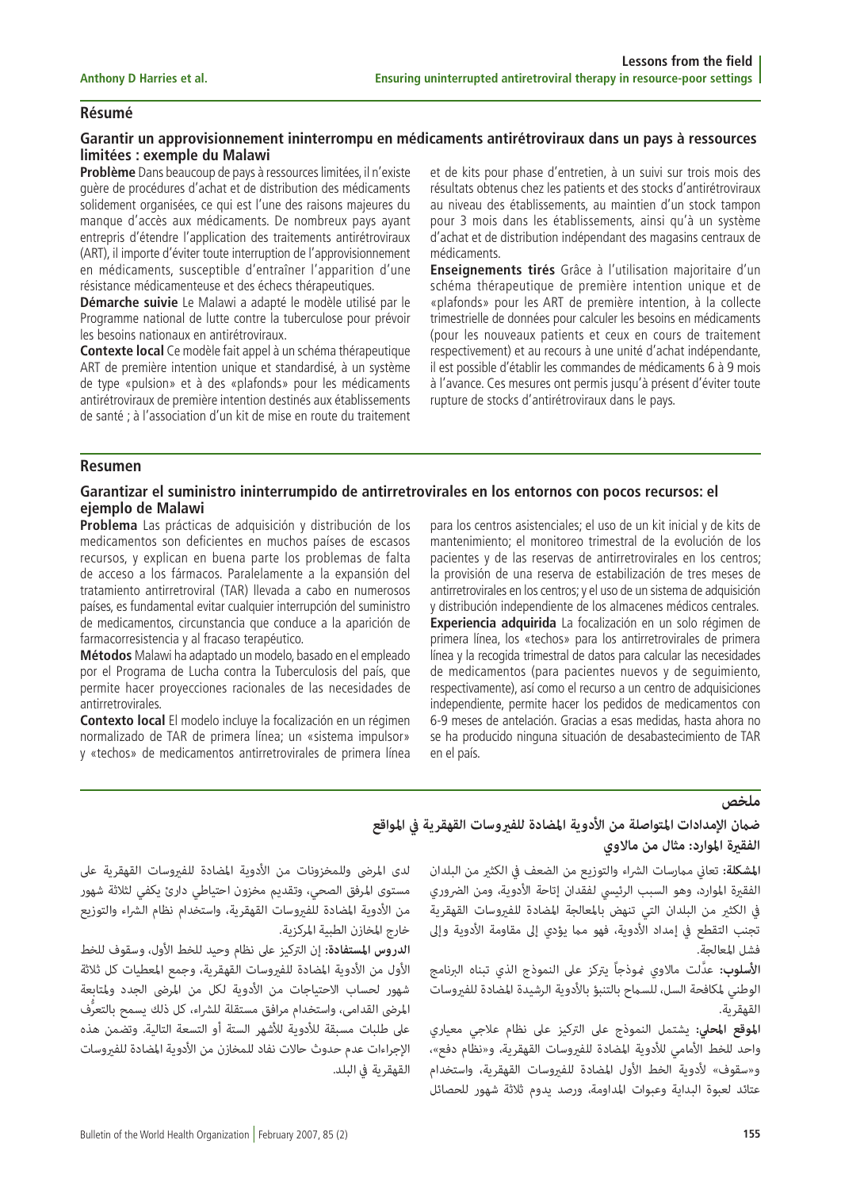## Résumé

### Garantir un approvisionnement ininterrompu en médicaments antirétroviraux dans un pays à ressources limitées : exemple du Malawi

**Problème** Dans beaucoup de pays à ressources limitées, il n'existe guère de procédures d'achat et de distribution des médicaments solidement organisées, ce qui est l'une des raisons majeures du manque d'accès aux médicaments. De nombreux pays ayant entrepris d'étendre l'application des traitements antirétroviraux (ART), il importe d'éviter toute interruption de l'approvisionnement en médicaments, susceptible d'entraîner l'apparition d'une résistance médicamenteuse et des échecs thérapeutiques.

**Démarche suivie** Le Malawi a adapté le modèle utilisé par le Programme national de lutte contre la tuberculose pour prévoir les besoins nationaux en antirétroviraux.

**Contexte local** Ce modèle fait appel à un schéma thérapeutique ART de première intention unique et standardisé, à un système de type «pulsion» et à des «plafonds» pour les médicaments antirétroviraux de première intention destinés aux établissements de santé ; à l'association d'un kit de mise en route du traitement et de kits pour phase d'entretien, à un suivi sur trois mois des résultats obtenus chez les patients et des stocks d'antirétroviraux au niveau des établissements, au maintien d'un stock tampon pour 3 mois dans les établissements, ainsi qu'à un système d'achat et de distribution indépendant des magasins centraux de médicaments.

**Enseignements tirés** Grâce à l'utilisation majoritaire d'un schéma thérapeutique de première intention unique et de «plafonds» pour les ART de première intention, à la collecte trimestrielle de données pour calculer les besoins en médicaments (pour les nouveaux patients et ceux en cours de traitement respectivement) et au recours à une unité d'achat indépendante, il est possible d'établir les commandes de médicaments 6 à 9 mois à l'avance. Ces mesures ont permis jusqu'à présent d'éviter toute rupture de stocks d'antirétroviraux dans le pays.

## Resumen

### Garantizar el suministro ininterrumpido de antirretrovirales en los entornos con pocos recursos: el ejemplo de Malawi

**Problema** Las prácticas de adquisición y distribución de los medicamentos son deficientes en muchos países de escasos recursos, y explican en buena parte los problemas de falta de acceso a los fármacos. Paralelamente a la expansión del tratamiento antirretroviral (TAR) llevada a cabo en numerosos países, es fundamental evitar cualquier interrupción del suministro de medicamentos, circunstancia que conduce a la aparición de farmacorresistencia y al fracaso terapéutico.

**Métodos** Malawi ha adaptado un modelo, basado en el empleado por el Programa de Lucha contra la Tuberculosis del país, que permite hacer proyecciones racionales de las necesidades de antirretrovirales.

**Contexto local** El modelo incluye la focalización en un régimen normalizado de TAR de primera línea; un «sistema impulsor» y «techos» de medicamentos antirretrovirales de primera línea para los centros asistenciales; el uso de un kit inicial y de kits de mantenimiento; el monitoreo trimestral de la evolución de los pacientes y de las reservas de antirretrovirales en los centros; la provisión de una reserva de estabilización de tres meses de antirretrovirales en los centros; y el uso de un sistema de adquisición y distribución independiente de los almacenes médicos centrales.

**Experiencia adquirida** La focalización en un solo régimen de primera línea, los «techos» para los antirretrovirales de primera línea y la recogida trimestral de datos para calcular las necesidades de medicamentos (para pacientes nuevos y de seguimiento, respectivamente), así como el recurso a un centro de adquisiciones independiente, permite hacer los pedidos de medicamentos con 6-9 meses de antelación. Gracias a esas medidas, hasta ahora no se ha producido ninguna situación de desabastecimiento de TAR en el país.

## ملخص

### ضمان الإمدادات المتواصلة من الأدوية المضادة للفيروسات القهقرية في المواقع الفقيرة الموارد: مثال من ملاوي

**المشكلة:** تعاني ممارسات الشراء والتوزيع من الضعف في الكثير من البلدان الفقيرة الموارد، وهو السبب الرئيسي لفقدان إتاحة الأدوية، ومن الضروري في الكثير من البلدان التي تنهض بالمعالجة المضادة للفيروسات القهقرية تجنب التقطع في إمداد الأدوية، فهو مما يؤدي إلى مقاومة الأدوية وإلى فشل المعالجة.

**الأسلوب:** عدَّلت ملاوي نموذجاً يتركز على النموذج الذي تبناه البرنامج الوطني لمكافحة السل، للسماح بالتنبؤ بالأدوية الرشيدة المضادة للفيروسات القهقرية.

**الموقع المحلي:** يشتمل النموذج على التركيز على نظام علاجي معياري واحد للخط الأمامي للأدوية المضادة للفيروسات القهقرية، و«نظام دفع»، و«سقوف» لأدوية الخط الأول المضادة للفيروسات القهقرية، واستخدام عتائد لعبوة البداية وعبوات المداومة، ورصد يدوم ثلاثة شهور للحصائل لدى المرضى وللمخزونات من الأدوية المضادة للفيروسات القهقرية على مستوى المرفق الصحي، وتقديم مخزون احتياطي دارئ يكفي لثلاثة شهور من الأدوية المضادة للفيروسات القهقرية، واستخدام نظام الشراء والتوزيع خارج المخازن الطبية المركزية.

**الدروس المستفادة:** إن التركيز على نظام وحيد للخط الأول، وسقوف للخط الأول من الأدوية المضادة للفيروسات القهقرية، وجمع المعطيات كل ثلاثة شهور لحساب الاحتياجات من الأدوية لكل من المرضى الجدد ولمتابعة المرضى القدامى، واستخدام مرافق مستقلة للشراء، كل ذلك يسمح بالتعرُّف على طلبات مسبقة للأدوية للأشهر الستة أو التسعة التالية. وتضمن هذه الإجراءات عدم حدوث حالات نفاد للمخازن من الأدوية المضادة للفيروسات القهقرية في البلد.